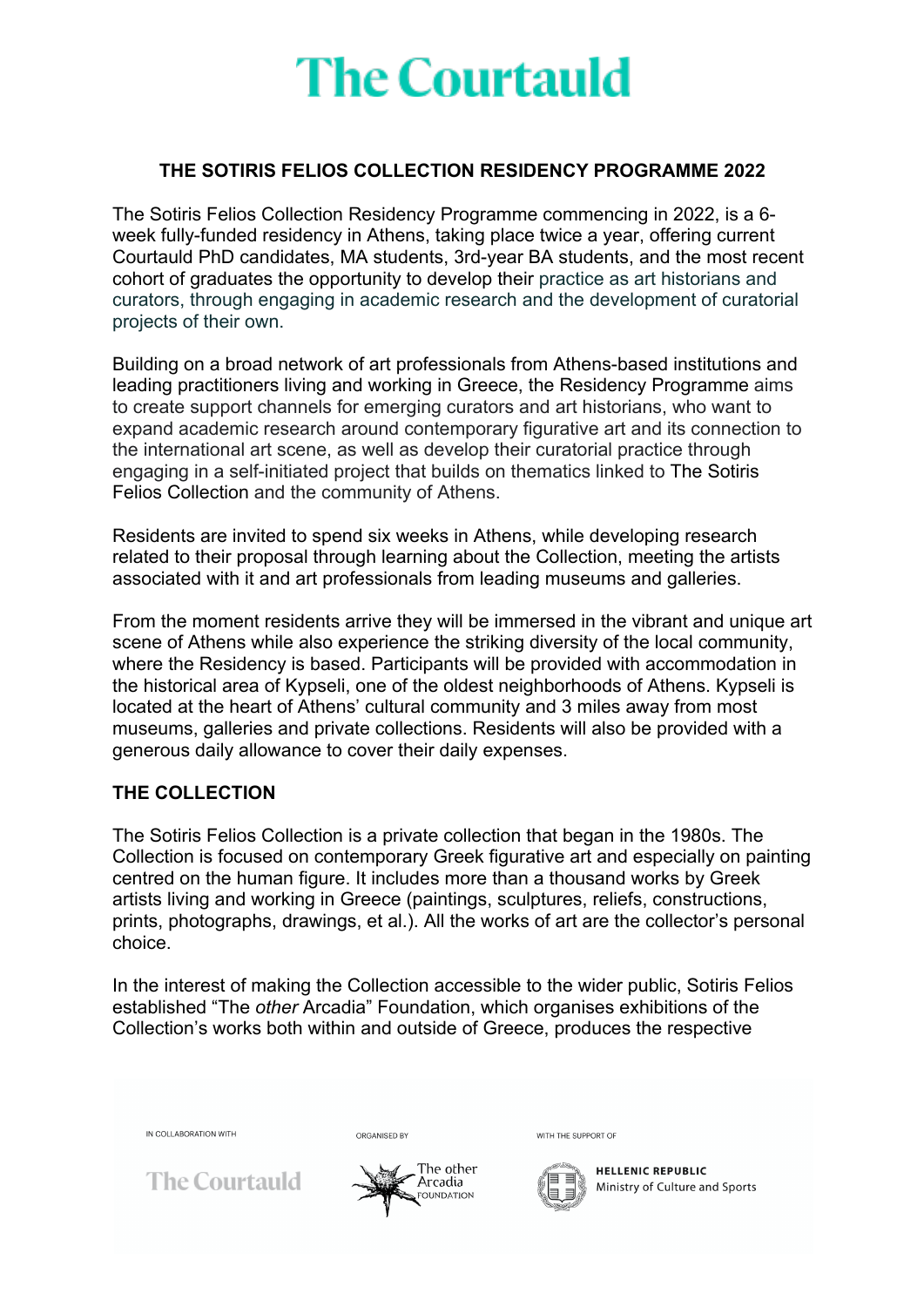# The Courtauld

## THE SOTIRIS FELIOS COLLECTION RESIDENCY PROGRAMME 2022

The Sotiris Felios Collection Residency Programme commencing in 2022, is a 6-week fully-funded residency in Athens, taking place twice a year, offering current Courtauld PhD candidates, MA students, 3rd-year BA students, and the most recent cohort of graduates the opportunity to develop their practice as art historians and curators, through engaging in academic research and the development of curatorial projects of their own.

Building on a broad network of art professionals from Athens-based institutions and leading practitioners living and working in Greece, the Residency Programme aims to create support channels for emerging curators and art historians, who want to expand academic research around contemporary figurative art and its connection to the international art scene, as well as develop their curatorial practice through engaging in a self-initiated project that builds on thematics linked to The Sotiris Felios Collection and the community of Athens.

Residents are invited to spend six weeks in Athens, while developing research related to their proposal through learning about the Collection, meeting the artists associated with it and art professionals from leading museums and galleries.

From the moment residents arrive they will be immersed in the vibrant and unique art scene of Athens while also experience the striking diversity of the local community, where the Residency is based. Participants will be provided with accommodation in the historical area of Kypseli, one of the oldest neighborhoods of Athens. Kypseli is located at the heart of Athens' cultural community and 3 miles away from most museums, galleries and private collections. Residents will also be provided with a generous daily allowance to cover their daily expenses.

## THE COLLECTION

The Sotiris Felios Collection is a private collection that began in the 1980s. The Collection is focused on contemporary Greek figurative art and especially on painting centred on the human figure. It includes more than a thousand works by Greek artists living and working in Greece (paintings, sculptures, reliefs, constructions, prints, photographs, drawings, et al.). All the works of art are the collector's personal choice.

In the interest of making the Collection accessible to the wider public, Sotiris Felios established "The *other* Arcadia" Foundation, which organises exhibitions of the Collection's works both within and outside of Greece, produces the respective

IN COLLABORATION WITH The Courtauld — ORGANISED BY The other Arcadia FOUNDATION — WITH THE SUPPORT OF HELLENIC REPUBLIC Ministry of Culture and Sports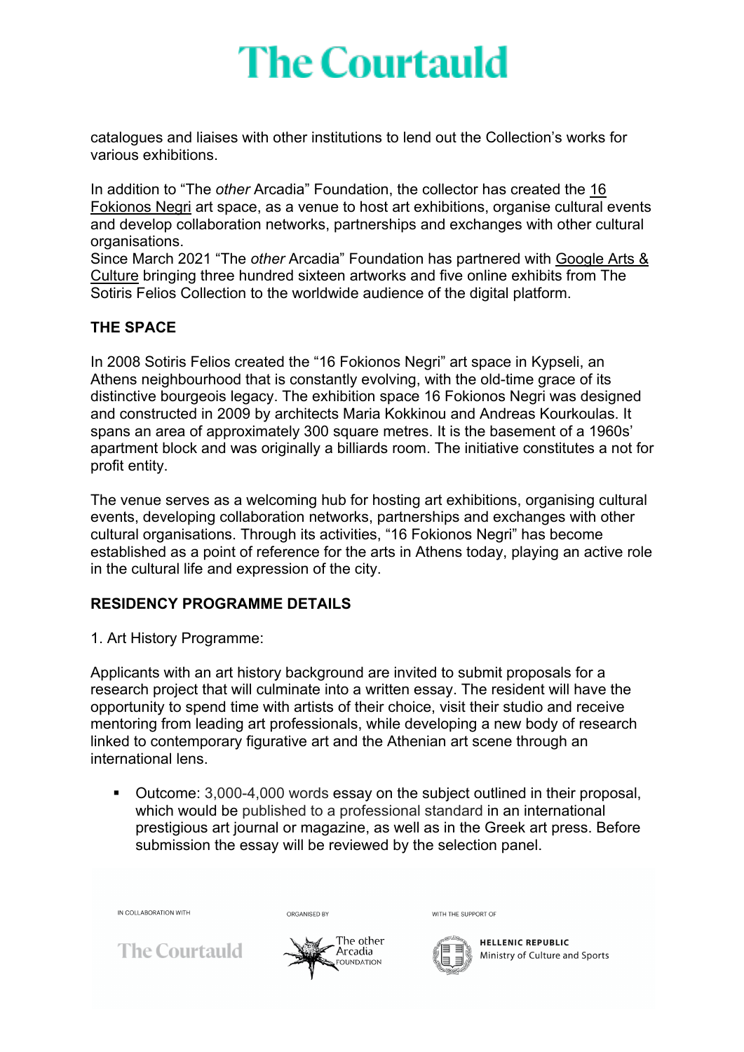catalogues and liaises with other institutions to lend out the Collection's works for various exhibitions.

In addition to "The *other* Arcadia" Foundation, the collector has created the 16 Fokionos Negri art space, as a venue to host art exhibitions, organise cultural events and develop collaboration networks, partnerships and exchanges with other cultural organisations.
Since March 2021 "The *other* Arcadia" Foundation has partnered with Google Arts & Culture bringing three hundred sixteen artworks and five online exhibits from The Sotiris Felios Collection to the worldwide audience of the digital platform.

## THE SPACE

In 2008 Sotiris Felios created the "16 Fokionos Negri" art space in Kypseli, an Athens neighbourhood that is constantly evolving, with the old-time grace of its distinctive bourgeois legacy. The exhibition space 16 Fokionos Negri was designed and constructed in 2009 by architects Maria Kokkinou and Andreas Kourkoulas. It spans an area of approximately 300 square metres. It is the basement of a 1960s' apartment block and was originally a billiards room. The initiative constitutes a not for profit entity.

The venue serves as a welcoming hub for hosting art exhibitions, organising cultural events, developing collaboration networks, partnerships and exchanges with other cultural organisations. Through its activities, "16 Fokionos Negri" has become established as a point of reference for the arts in Athens today, playing an active role in the cultural life and expression of the city.

## RESIDENCY PROGRAMME DETAILS

1. Art History Programme:

Applicants with an art history background are invited to submit proposals for a research project that will culminate into a written essay. The resident will have the opportunity to spend time with artists of their choice, visit their studio and receive mentoring from leading art professionals, while developing a new body of research linked to contemporary figurative art and the Athenian art scene through an international lens.

- Outcome: 3,000-4,000 words essay on the subject outlined in their proposal, which would be published to a professional standard in an international prestigious art journal or magazine, as well as in the Greek art press. Before submission the essay will be reviewed by the selection panel.

IN COLLABORATION WITH The Courtauld | ORGANISED BY The other Arcadia Foundation | WITH THE SUPPORT OF Hellenic Republic Ministry of Culture and Sports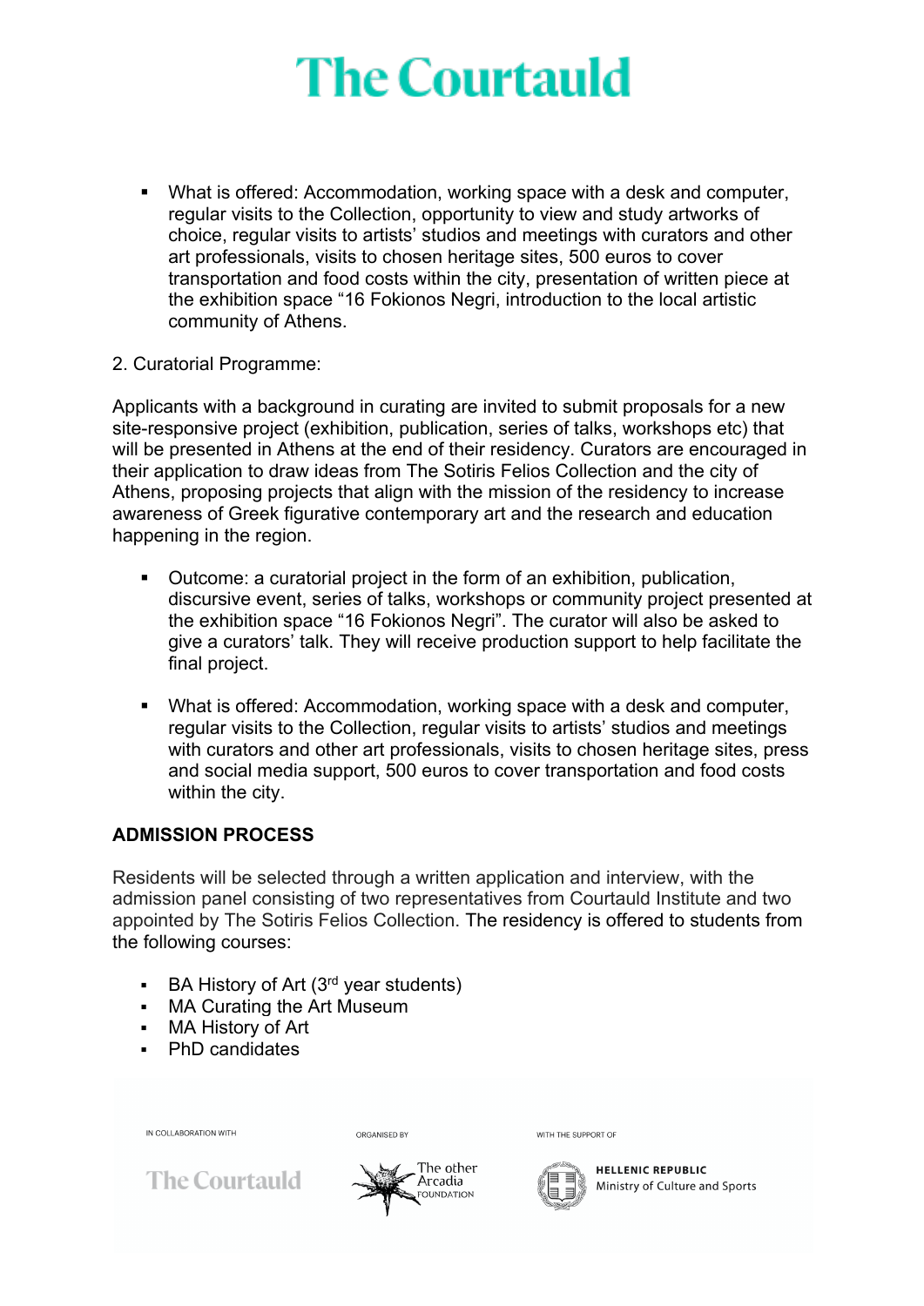- What is offered: Accommodation, working space with a desk and computer, regular visits to the Collection, opportunity to view and study artworks of choice, regular visits to artists' studios and meetings with curators and other art professionals, visits to chosen heritage sites, 500 euros to cover transportation and food costs within the city, presentation of written piece at the exhibition space "16 Fokionos Negri, introduction to the local artistic community of Athens.

2. Curatorial Programme:

Applicants with a background in curating are invited to submit proposals for a new site-responsive project (exhibition, publication, series of talks, workshops etc) that will be presented in Athens at the end of their residency. Curators are encouraged in their application to draw ideas from The Sotiris Felios Collection and the city of Athens, proposing projects that align with the mission of the residency to increase awareness of Greek figurative contemporary art and the research and education happening in the region.

- Outcome: a curatorial project in the form of an exhibition, publication, discursive event, series of talks, workshops or community project presented at the exhibition space "16 Fokionos Negri". The curator will also be asked to give a curators' talk. They will receive production support to help facilitate the final project.

- What is offered: Accommodation, working space with a desk and computer, regular visits to the Collection, regular visits to artists' studios and meetings with curators and other art professionals, visits to chosen heritage sites, press and social media support, 500 euros to cover transportation and food costs within the city.

**ADMISSION PROCESS**

Residents will be selected through a written application and interview, with the admission panel consisting of two representatives from Courtauld Institute and two appointed by The Sotiris Felios Collection. The residency is offered to students from the following courses:

- BA History of Art (3rd year students)
- MA Curating the Art Museum
- MA History of Art
- PhD candidates

IN COLLABORATION WITH The Courtauld — ORGANISED BY The other Arcadia Foundation — WITH THE SUPPORT OF HELLENIC REPUBLIC Ministry of Culture and Sports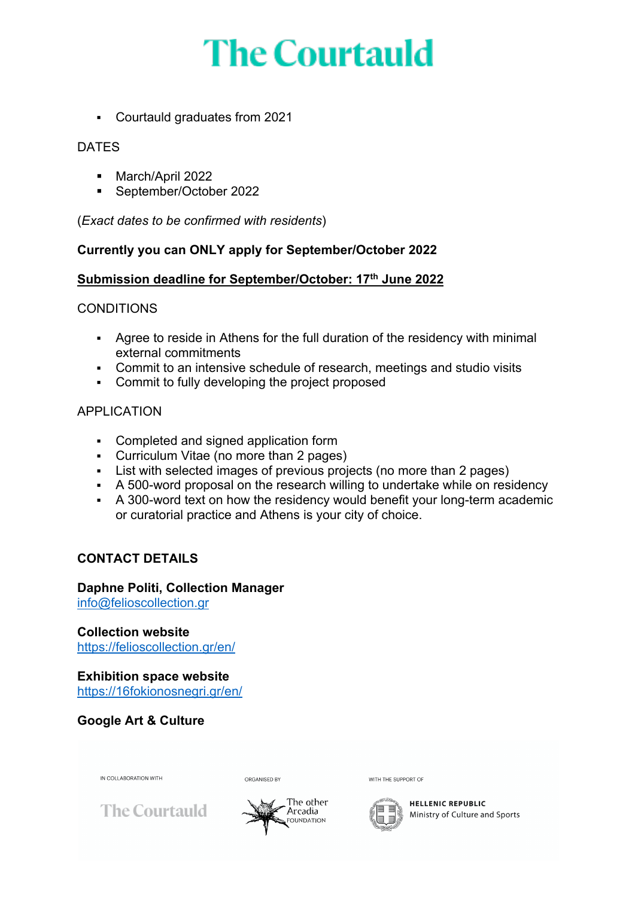- Courtauld graduates from 2021

DATES

- March/April 2022
- September/October 2022

(*Exact dates to be confirmed with residents*)

**Currently you can ONLY apply for September/October 2022**

**Submission deadline for September/October: 17th June 2022**

CONDITIONS

- Agree to reside in Athens for the full duration of the residency with minimal external commitments
- Commit to an intensive schedule of research, meetings and studio visits
- Commit to fully developing the project proposed

APPLICATION

- Completed and signed application form
- Curriculum Vitae (no more than 2 pages)
- List with selected images of previous projects (no more than 2 pages)
- A 500-word proposal on the research willing to undertake while on residency
- A 300-word text on how the residency would benefit your long-term academic or curatorial practice and Athens is your city of choice.

**CONTACT DETAILS**

**Daphne Politi, Collection Manager**
info@felioscollection.gr

**Collection website**
https://felioscollection.gr/en/

**Exhibition space website**
https://16fokionosnegri.gr/en/

**Google Art & Culture**

IN COLLABORATION WITH The Courtauld — ORGANISED BY The other Arcadia Foundation — WITH THE SUPPORT OF HELLENIC REPUBLIC Ministry of Culture and Sports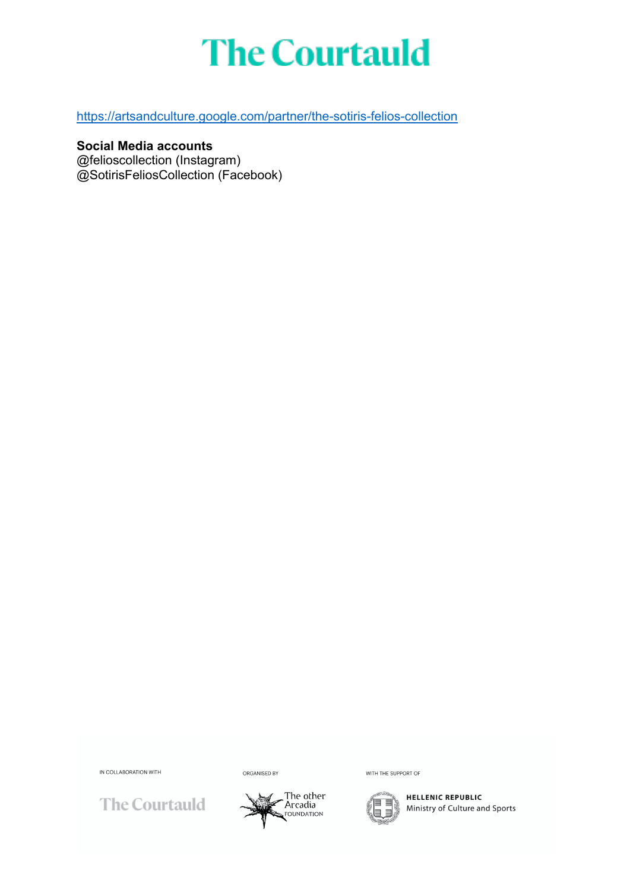https://artsandculture.google.com/partner/the-sotiris-felios-collection

**Social Media accounts**
@felioscollection (Instagram)
@SotirisFeliosCollection (Facebook)

IN COLLABORATION WITH

The Courtauld

ORGANISED BY

The other Arcadia FOUNDATION

WITH THE SUPPORT OF

HELLENIC REPUBLIC
Ministry of Culture and Sports